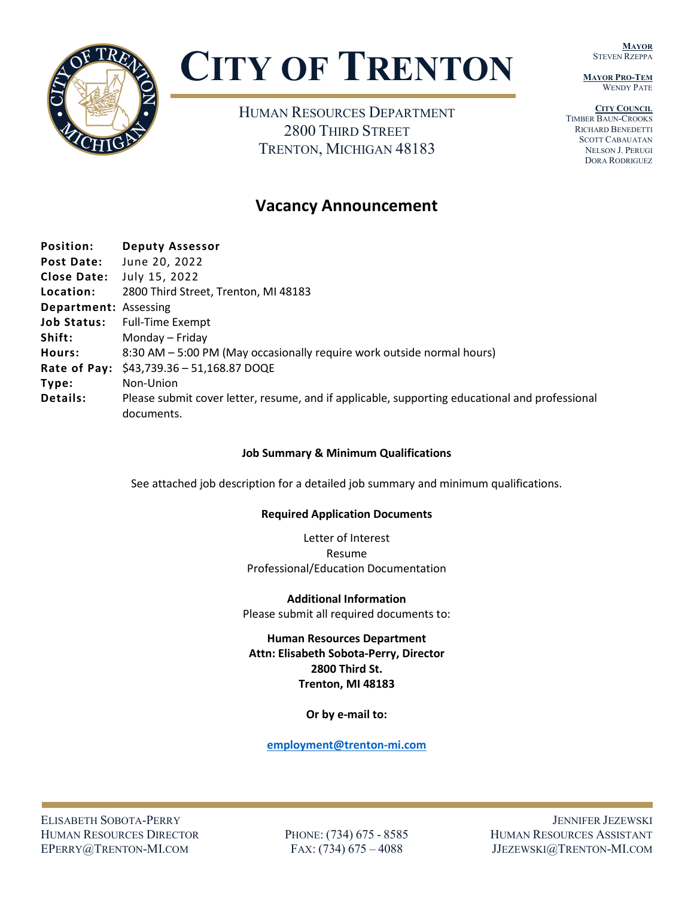# CITY OF TRENTON

HUMAN RESOURCES DEPARTMENT
2800 THIRD STREET
TRENTON, MICHIGAN 48183

**MAYOR**
STEVEN RZEPPA

**MAYOR PRO-TEM**
WENDY PATE

**CITY COUNCIL**
TIMBER BAUN-CROOKS
RICHARD BENEDETTI
SCOTT CABAUATAN
NELSON J. PERUGI
DORA RODRIGUEZ

## Vacancy Announcement

**Position:** **Deputy Assessor**
**Post Date:** June 20, 2022
**Close Date:** July 15, 2022
**Location:** 2800 Third Street, Trenton, MI 48183
**Department:** Assessing
**Job Status:** Full-Time Exempt
**Shift:** Monday – Friday
**Hours:** 8:30 AM – 5:00 PM (May occasionally require work outside normal hours)
**Rate of Pay:** $43,739.36 – 51,168.87 DOQE
**Type:** Non-Union
**Details:** Please submit cover letter, resume, and if applicable, supporting educational and professional documents.

**Job Summary & Minimum Qualifications**

See attached job description for a detailed job summary and minimum qualifications.

**Required Application Documents**

Letter of Interest
Resume
Professional/Education Documentation

**Additional Information**
Please submit all required documents to:

**Human Resources Department**
**Attn: Elisabeth Sobota-Perry, Director**
**2800 Third St.**
**Trenton, MI 48183**

**Or by e-mail to:**

**employment@trenton-mi.com**

ELISABETH SOBOTA-PERRY
HUMAN RESOURCES DIRECTOR
EPERRY@TRENTON-MI.COM

PHONE: (734) 675 - 8585
FAX: (734) 675 – 4088

JENNIFER JEZEWSKI
HUMAN RESOURCES ASSISTANT
JJEZEWSKI@TRENTON-MI.COM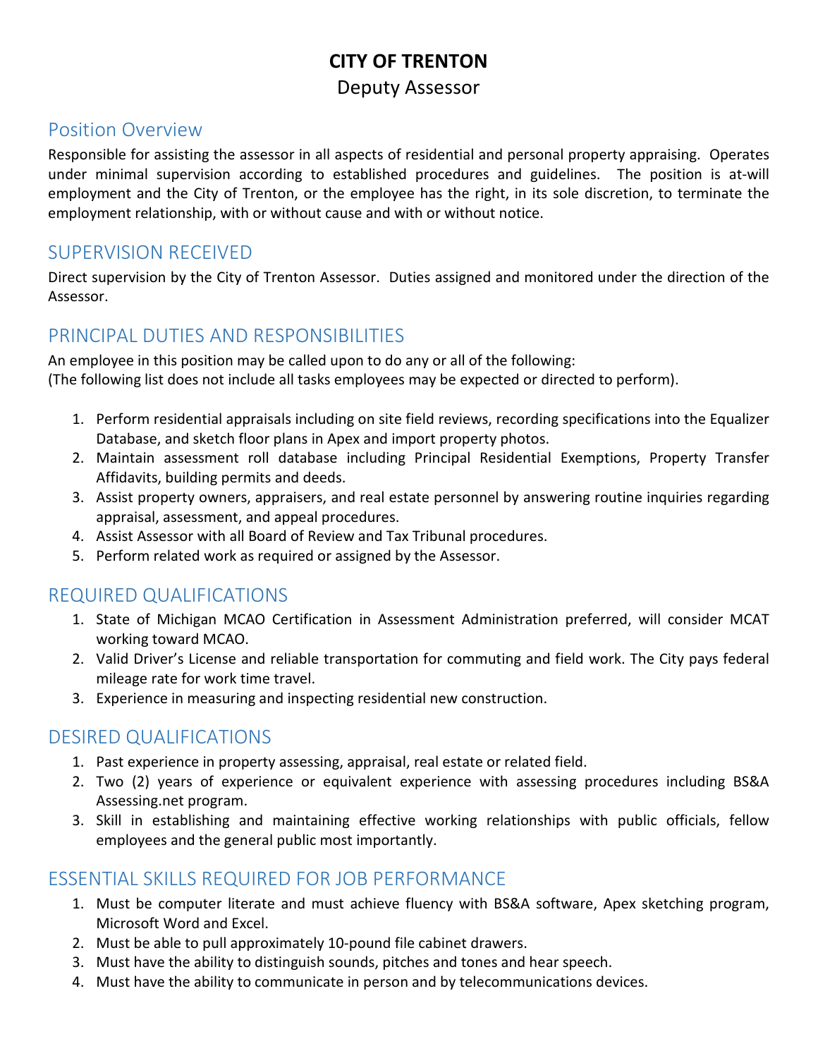# CITY OF TRENTON

Deputy Assessor

## Position Overview

Responsible for assisting the assessor in all aspects of residential and personal property appraising. Operates under minimal supervision according to established procedures and guidelines. The position is at-will employment and the City of Trenton, or the employee has the right, in its sole discretion, to terminate the employment relationship, with or without cause and with or without notice.

## SUPERVISION RECEIVED

Direct supervision by the City of Trenton Assessor. Duties assigned and monitored under the direction of the Assessor.

## PRINCIPAL DUTIES AND RESPONSIBILITIES

An employee in this position may be called upon to do any or all of the following:
(The following list does not include all tasks employees may be expected or directed to perform).

1. Perform residential appraisals including on site field reviews, recording specifications into the Equalizer Database, and sketch floor plans in Apex and import property photos.
2. Maintain assessment roll database including Principal Residential Exemptions, Property Transfer Affidavits, building permits and deeds.
3. Assist property owners, appraisers, and real estate personnel by answering routine inquiries regarding appraisal, assessment, and appeal procedures.
4. Assist Assessor with all Board of Review and Tax Tribunal procedures.
5. Perform related work as required or assigned by the Assessor.

## REQUIRED QUALIFICATIONS

1. State of Michigan MCAO Certification in Assessment Administration preferred, will consider MCAT working toward MCAO.
2. Valid Driver's License and reliable transportation for commuting and field work. The City pays federal mileage rate for work time travel.
3. Experience in measuring and inspecting residential new construction.

## DESIRED QUALIFICATIONS

1. Past experience in property assessing, appraisal, real estate or related field.
2. Two (2) years of experience or equivalent experience with assessing procedures including BS&A Assessing.net program.
3. Skill in establishing and maintaining effective working relationships with public officials, fellow employees and the general public most importantly.

## ESSENTIAL SKILLS REQUIRED FOR JOB PERFORMANCE

1. Must be computer literate and must achieve fluency with BS&A software, Apex sketching program, Microsoft Word and Excel.
2. Must be able to pull approximately 10-pound file cabinet drawers.
3. Must have the ability to distinguish sounds, pitches and tones and hear speech.
4. Must have the ability to communicate in person and by telecommunications devices.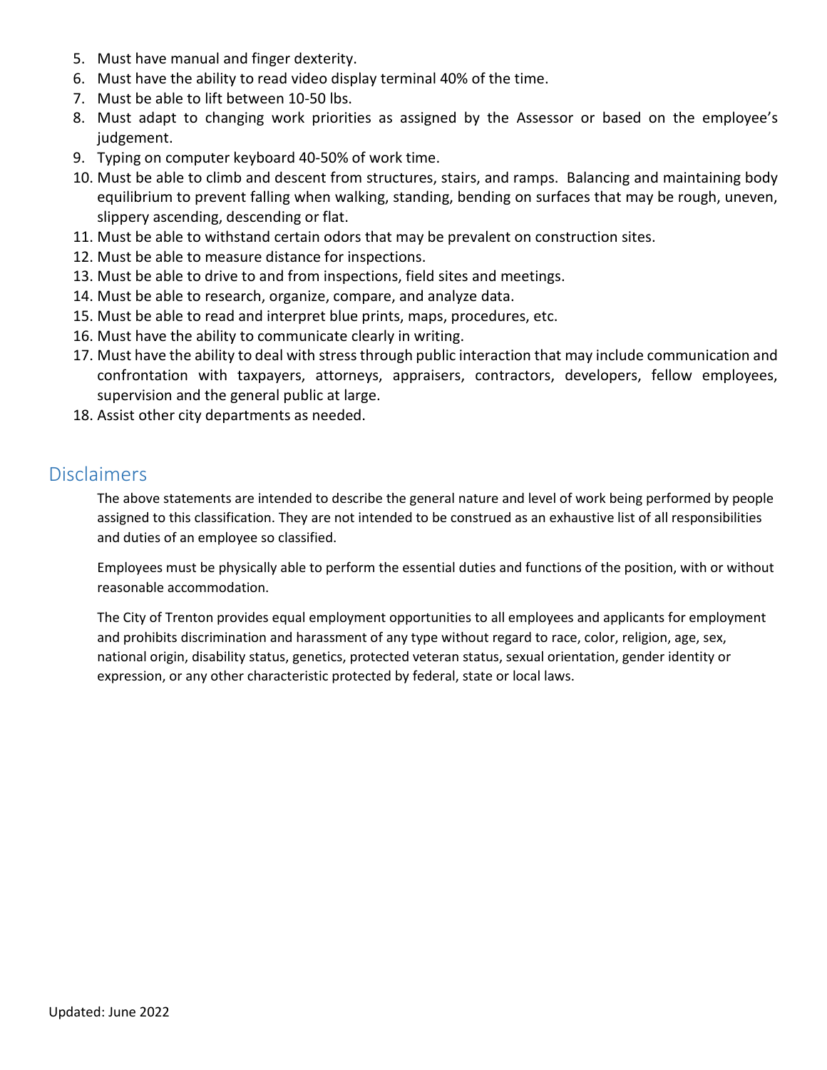5. Must have manual and finger dexterity.
6. Must have the ability to read video display terminal 40% of the time.
7. Must be able to lift between 10-50 lbs.
8. Must adapt to changing work priorities as assigned by the Assessor or based on the employee's judgement.
9. Typing on computer keyboard 40-50% of work time.
10. Must be able to climb and descent from structures, stairs, and ramps. Balancing and maintaining body equilibrium to prevent falling when walking, standing, bending on surfaces that may be rough, uneven, slippery ascending, descending or flat.
11. Must be able to withstand certain odors that may be prevalent on construction sites.
12. Must be able to measure distance for inspections.
13. Must be able to drive to and from inspections, field sites and meetings.
14. Must be able to research, organize, compare, and analyze data.
15. Must be able to read and interpret blue prints, maps, procedures, etc.
16. Must have the ability to communicate clearly in writing.
17. Must have the ability to deal with stress through public interaction that may include communication and confrontation with taxpayers, attorneys, appraisers, contractors, developers, fellow employees, supervision and the general public at large.
18. Assist other city departments as needed.

## Disclaimers

The above statements are intended to describe the general nature and level of work being performed by people assigned to this classification. They are not intended to be construed as an exhaustive list of all responsibilities and duties of an employee so classified.

Employees must be physically able to perform the essential duties and functions of the position, with or without reasonable accommodation.

The City of Trenton provides equal employment opportunities to all employees and applicants for employment and prohibits discrimination and harassment of any type without regard to race, color, religion, age, sex, national origin, disability status, genetics, protected veteran status, sexual orientation, gender identity or expression, or any other characteristic protected by federal, state or local laws.

Updated: June 2022